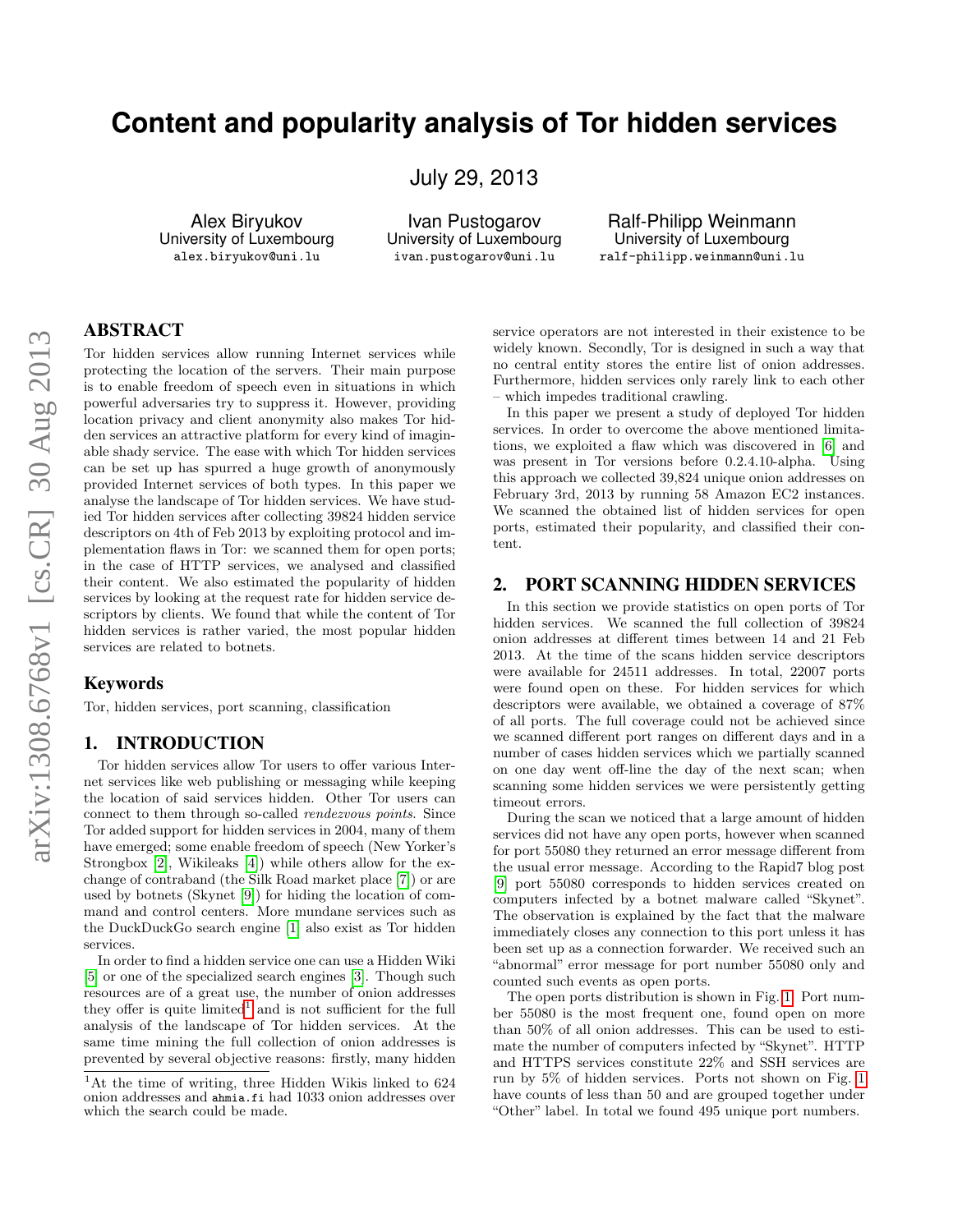# Content and popularity analysis of Tor hidden services

July 29, 2013

Alex Biryukov
University of Luxembourg
alex.biryukov@uni.lu

Ivan Pustogarov
University of Luxembourg
ivan.pustogarov@uni.lu

Ralf-Philipp Weinmann
University of Luxembourg
ralf-philipp.weinmann@uni.lu

## ABSTRACT

Tor hidden services allow running Internet services while protecting the location of the servers. Their main purpose is to enable freedom of speech even in situations in which powerful adversaries try to suppress it. However, providing location privacy and client anonymity also makes Tor hidden services an attractive platform for every kind of imaginable shady service. The ease with which Tor hidden services can be set up has spurred a huge growth of anonymously provided Internet services of both types. In this paper we analyse the landscape of Tor hidden services. We have studied Tor hidden services after collecting 39824 hidden service descriptors on 4th of Feb 2013 by exploiting protocol and implementation flaws in Tor: we scanned them for open ports; in the case of HTTP services, we analysed and classified their content. We also estimated the popularity of hidden services by looking at the request rate for hidden service descriptors by clients. We found that while the content of Tor hidden services is rather varied, the most popular hidden services are related to botnets.

### Keywords

Tor, hidden services, port scanning, classification

## 1. INTRODUCTION

Tor hidden services allow Tor users to offer various Internet services like web publishing or messaging while keeping the location of said services hidden. Other Tor users can connect to them through so-called *rendezvous points*. Since Tor added support for hidden services in 2004, many of them have emerged; some enable freedom of speech (New Yorker's Strongbox [2], Wikileaks [4]) while others allow for the exchange of contraband (the Silk Road market place [7]) or are used by botnets (Skynet [9]) for hiding the location of command and control centers. More mundane services such as the DuckDuckGo search engine [1] also exist as Tor hidden services.

In order to find a hidden service one can use a Hidden Wiki [5] or one of the specialized search engines [3]. Though such resources are of a great use, the number of onion addresses they offer is quite limited[1] and is not sufficient for the full analysis of the landscape of Tor hidden services. At the same time mining the full collection of onion addresses is prevented by several objective reasons: firstly, many hidden service operators are not interested in their existence to be widely known. Secondly, Tor is designed in such a way that no central entity stores the entire list of onion addresses. Furthermore, hidden services only rarely link to each other – which impedes traditional crawling.

In this paper we present a study of deployed Tor hidden services. In order to overcome the above mentioned limitations, we exploited a flaw which was discovered in [6] and was present in Tor versions before 0.2.4.10-alpha. Using this approach we collected 39,824 unique onion addresses on February 3rd, 2013 by running 58 Amazon EC2 instances. We scanned the obtained list of hidden services for open ports, estimated their popularity, and classified their content.

## 2. PORT SCANNING HIDDEN SERVICES

In this section we provide statistics on open ports of Tor hidden services. We scanned the full collection of 39824 onion addresses at different times between 14 and 21 Feb 2013. At the time of the scans hidden service descriptors were available for 24511 addresses. In total, 22007 ports were found open on these. For hidden services for which descriptors were available, we obtained a coverage of 87% of all ports. The full coverage could not be achieved since we scanned different port ranges on different days and in a number of cases hidden services which we partially scanned on one day went off-line the day of the next scan; when scanning some hidden services we were persistently getting timeout errors.

During the scan we noticed that a large amount of hidden services did not have any open ports, however when scanned for port 55080 they returned an error message different from the usual error message. According to the Rapid7 blog post [9] port 55080 corresponds to hidden services created on computers infected by a botnet malware called "Skynet". The observation is explained by the fact that the malware immediately closes any connection to this port unless it has been set up as a connection forwarder. We received such an "abnormal" error message for port number 55080 only and counted such events as open ports.

The open ports distribution is shown in Fig. 1. Port number 55080 is the most frequent one, found open on more than 50% of all onion addresses. This can be used to estimate the number of computers infected by "Skynet". HTTP and HTTPS services constitute 22% and SSH services are run by 5% of hidden services. Ports not shown on Fig. 1 have counts of less than 50 and are grouped together under "Other" label. In total we found 495 unique port numbers.

[1] At the time of writing, three Hidden Wikis linked to 624 onion addresses and ahmia.fi had 1033 onion addresses over which the search could be made.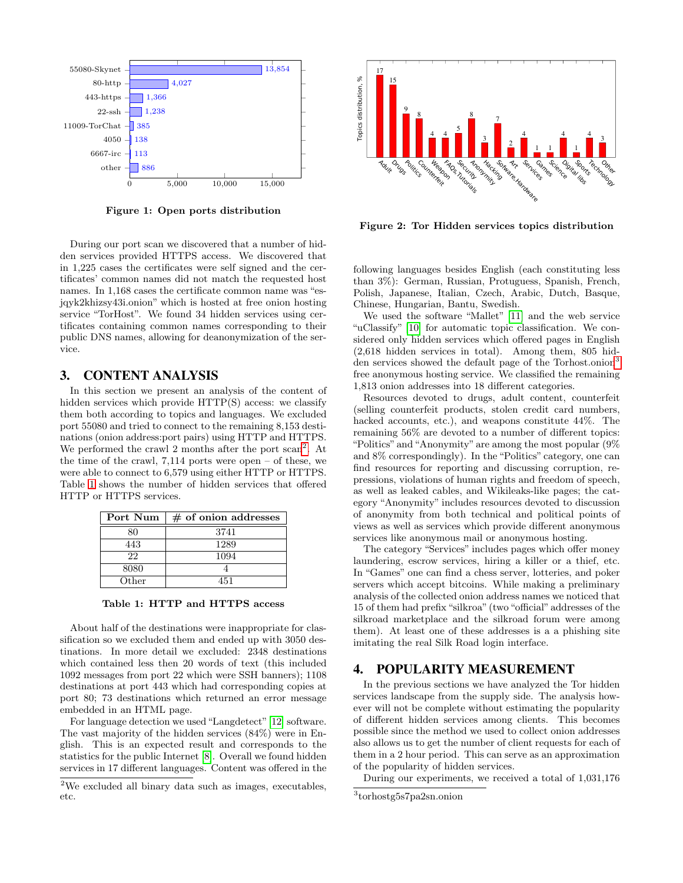Figure 1: Open ports distribution

Figure 2: Tor Hidden services topics distribution

During our port scan we discovered that a number of hidden services provided HTTPS access. We discovered that in 1,225 cases the certificates were self signed and the certificates' common names did not match the requested host names. In 1,168 cases the certificate common name was "esjqyk2khizsy43i.onion" which is hosted at free onion hosting service "TorHost". We found 34 hidden services using certificates containing common names corresponding to their public DNS names, allowing for deanonymization of the service.

## 3. CONTENT ANALYSIS

In this section we present an analysis of the content of hidden services which provide HTTP(S) access: we classify them both according to topics and languages. We excluded port 55080 and tried to connect to the remaining 8,153 destinations (onion address:port pairs) using HTTP and HTTPS. We performed the crawl 2 months after the port scan[2]. At the time of the crawl, 7,114 ports were open – of these, we were able to connect to 6,579 using either HTTP or HTTPS. Table 1 shows the number of hidden services that offered HTTP or HTTPS services.

| Port Num | # of onion addresses |
|---|---|
| 80 | 3741 |
| 443 | 1289 |
| 22 | 1094 |
| 8080 | 4 |
| Other | 451 |

Table 1: HTTP and HTTPS access

About half of the destinations were inappropriate for classification so we excluded them and ended up with 3050 destinations. In more detail we excluded: 2348 destinations which contained less then 20 words of text (this included 1092 messages from port 22 which were SSH banners); 1108 destinations at port 443 which had corresponding copies at port 80; 73 destinations which returned an error message embedded in an HTML page.

For language detection we used "Langdetect" [12] software. The vast majority of the hidden services (84%) were in English. This is an expected result and corresponds to the statistics for the public Internet [8]. Overall we found hidden services in 17 different languages. Content was offered in the following languages besides English (each constituting less than 3%): German, Russian, Protuguess, Spanish, French, Polish, Japanese, Italian, Czech, Arabic, Dutch, Basque, Chinese, Hungarian, Bantu, Swedish.

We used the software "Mallet" [11] and the web service "uClassify" [10] for automatic topic classification. We considered only hidden services which offered pages in English (2,618 hidden services in total). Among them, 805 hidden services showed the default page of the Torhost.onion[3] free anonymous hosting service. We classified the remaining 1,813 onion addresses into 18 different categories.

Resources devoted to drugs, adult content, counterfeit (selling counterfeit products, stolen credit card numbers, hacked accounts, etc.), and weapons constitute 44%. The remaining 56% are devoted to a number of different topics: "Politics" and "Anonymity" are among the most popular (9% and 8% correspondingly). In the "Politics" category, one can find resources for reporting and discussing corruption, repressions, violations of human rights and freedom of speech, as well as leaked cables, and Wikileaks-like pages; the category "Anonymity" includes resources devoted to discussion of anonymity from both technical and political points of views as well as services which provide different anonymous services like anonymous mail or anonymous hosting.

The category "Services" includes pages which offer money laundering, escrow services, hiring a killer or a thief, etc. In "Games" one can find a chess server, lotteries, and poker servers which accept bitcoins. While making a preliminary analysis of the collected onion address names we noticed that 15 of them had prefix "silkroa" (two "official" addresses of the silkroad marketplace and the silkroad forum were among them). At least one of these addresses is a a phishing site imitating the real Silk Road login interface.

## 4. POPULARITY MEASUREMENT

In the previous sections we have analyzed the Tor hidden services landscape from the supply side. The analysis however will not be complete without estimating the popularity of different hidden services among clients. This becomes possible since the method we used to collect onion addresses also allows us to get the number of client requests for each of them in a 2 hour period. This can serve as an approximation of the popularity of hidden services.

During our experiments, we received a total of 1,031,176

[2] We excluded all binary data such as images, executables, etc.

[3] torhostg5s7pa2sn.onion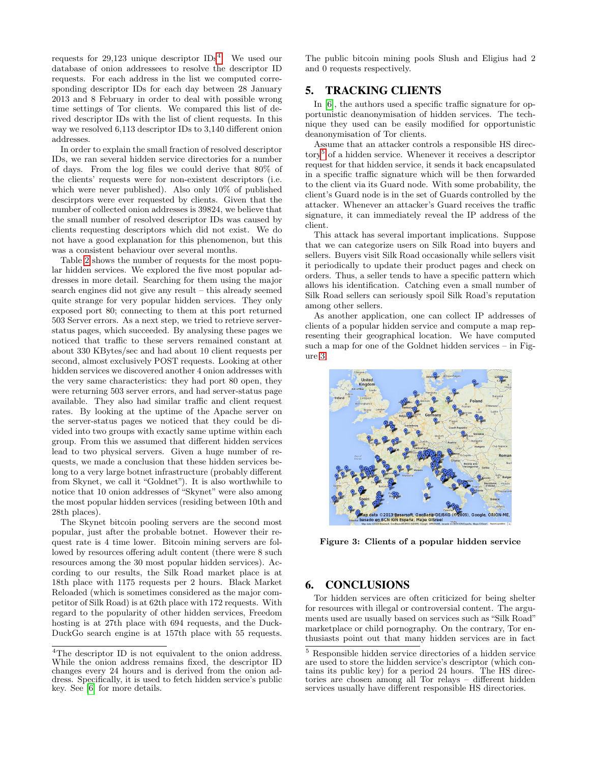requests for 29,123 unique descriptor IDs[4]. We used our database of onion addressees to resolve the descriptor ID requests. For each address in the list we computed corresponding descriptor IDs for each day between 28 January 2013 and 8 February in order to deal with possible wrong time settings of Tor clients. We compared this list of derived descriptor IDs with the list of client requests. In this way we resolved 6,113 descriptor IDs to 3,140 different onion addresses.

In order to explain the small fraction of resolved descriptor IDs, we ran several hidden service directories for a number of days. From the log files we could derive that 80% of the clients' requests were for non-existent descriptors (i.e. which were never published). Also only 10% of published descirptors were ever requested by clients. Given that the number of collected onion addresses is 39824, we believe that the small number of resolved descriptor IDs was caused by clients requesting descriptors which did not exist. We do not have a good explanation for this phenomenon, but this was a consistent behaviour over several months.

Table 2 shows the number of requests for the most popular hidden services. We explored the five most popular addresses in more detail. Searching for them using the major search engines did not give any result – this already seemed quite strange for very popular hidden services. They only exposed port 80; connecting to them at this port returned 503 Server errors. As a next step, we tried to retrieve server-status pages, which succeeded. By analysing these pages we noticed that traffic to these servers remained constant at about 330 KBytes/sec and had about 10 client requests per second, almost exclusively POST requests. Looking at other hidden services we discovered another 4 onion addresses with the very same characteristics: they had port 80 open, they were returning 503 server errors, and had server-status page available. They also had similar traffic and client request rates. By looking at the uptime of the Apache server on the server-status pages we noticed that they could be divided into two groups with exactly same uptime within each group. From this we assumed that different hidden services lead to two physical servers. Given a huge number of requests, we made a conclusion that these hidden services belong to a very large botnet infrastructure (probably different from Skynet, we call it "Goldnet"). It is also worthwhile to notice that 10 onion addresses of "Skynet" were also among the most popular hidden services (residing between 10th and 28th places).

The Skynet bitcoin pooling servers are the second most popular, just after the probable botnet. However their request rate is 4 time lower. Bitcoin mining servers are followed by resources offering adult content (there were 8 such resources among the 30 most popular hidden services). According to our results, the Silk Road market place is at 18th place with 1175 requests per 2 hours. Black Market Reloaded (which is sometimes considered as the major competitor of Silk Road) is at 62th place with 172 requests. With regard to the popularity of other hidden services, Freedom hosting is at 27th place with 694 requests, and the DuckDuckGo search engine is at 157th place with 55 requests. The public bitcoin mining pools Slush and Eligius had 2 and 0 requests respectively.

## 5. TRACKING CLIENTS

In [6], the authors used a specific traffic signature for opportunistic deanonymisation of hidden services. The technique they used can be easily modified for opportunistic deanonymisation of Tor clients.

Assume that an attacker controls a responsible HS directory[5] of a hidden service. Whenever it receives a descriptor request for that hidden service, it sends it back encapsulated in a specific traffic signature which will be then forwarded to the client via its Guard node. With some probability, the client's Guard node is in the set of Guards controlled by the attacker. Whenever an attacker's Guard receives the traffic signature, it can immediately reveal the IP address of the client.

This attack has several important implications. Suppose that we can categorize users on Silk Road into buyers and sellers. Buyers visit Silk Road occasionally while sellers visit it periodically to update their product pages and check on orders. Thus, a seller tends to have a specific pattern which allows his identification. Catching even a small number of Silk Road sellers can seriously spoil Silk Road's reputation among other sellers.

As another application, one can collect IP addresses of clients of a popular hidden service and compute a map representing their geographical location. We have computed such a map for one of the Goldnet hidden services – in Figure 3.

**Figure 3: Clients of a popular hidden service**

## 6. CONCLUSIONS

Tor hidden services are often criticized for being shelter for resources with illegal or controversial content. The arguments used are usually based on services such as "Silk Road" marketplace or child pornography. On the contrary, Tor enthusiasts point out that many hidden services are in fact

---

[4] The descriptor ID is not equivalent to the onion address. While the onion address remains fixed, the descriptor ID changes every 24 hours and is derived from the onion address. Specifically, it is used to fetch hidden service's public key. See [6] for more details.

[5] Responsible hidden service directories of a hidden service are used to store the hidden service's descriptor (which contains its public key) for a period 24 hours. The HS directories are chosen among all Tor relays – different hidden services usually have different responsible HS directories.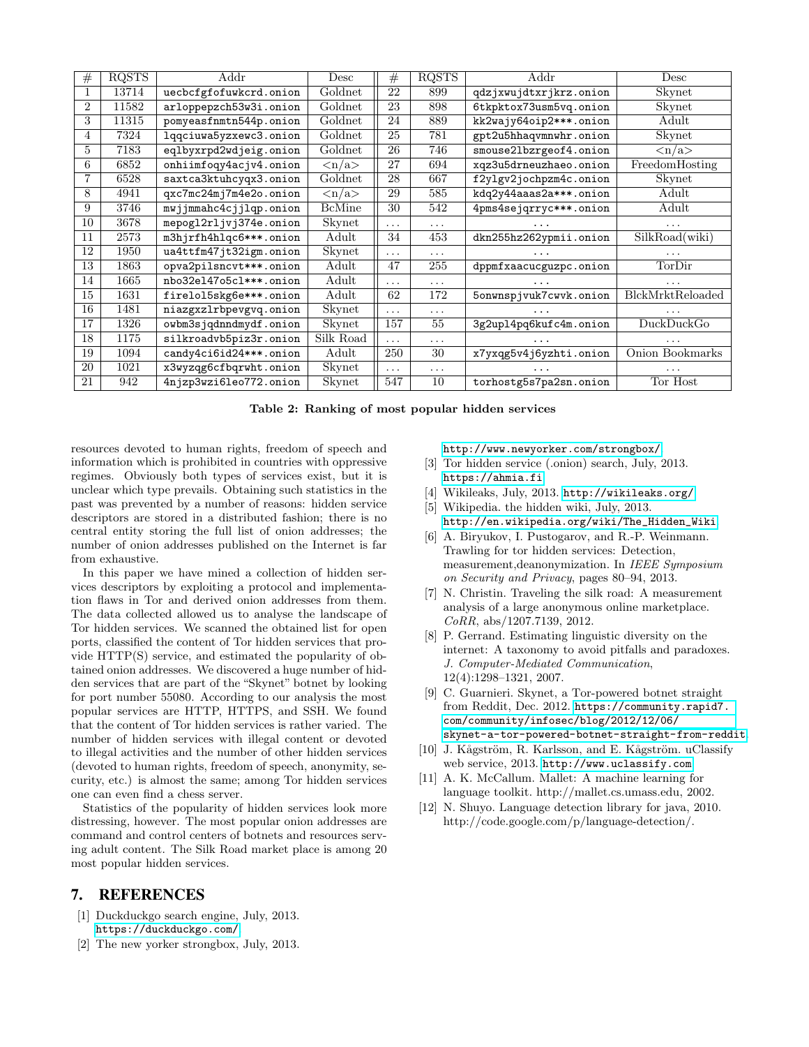| # | RQSTS | Addr | Desc | # | RQSTS | Addr | Desc |
|---|---|---|---|---|---|---|---|
| 1 | 13714 | uecbcfgfofuwkcrd.onion | Goldnet | 22 | 899 | qdzjxwujdtxrjkrz.onion | Skynet |
| 2 | 11582 | arloppepzch53w3i.onion | Goldnet | 23 | 898 | 6tkpktox73usm5vq.onion | Skynet |
| 3 | 11315 | pomyeasfnmtn544p.onion | Goldnet | 24 | 889 | kk2wajy64oip2***.onion | Adult |
| 4 | 7324 | lqqciuwa5yzxewc3.onion | Goldnet | 25 | 781 | gpt2u5hhaqvmnwhr.onion | Skynet |
| 5 | 7183 | eqlbyxrpd2wdjeig.onion | Goldnet | 26 | 746 | smouse2lbzrgeof4.onion | <n/a> |
| 6 | 6852 | onhiimfoqy4acjv4.onion | <n/a> | 27 | 694 | xqz3u5drneuzhaeo.onion | FreedomHosting |
| 7 | 6528 | saxtca3ktuhcyqx3.onion | Goldnet | 28 | 667 | f2ylgv2jochpzm4c.onion | Skynet |
| 8 | 4941 | qxc7mc24mj7m4e2o.onion | <n/a> | 29 | 585 | kdq2y44aaas2a***.onion | Adult |
| 9 | 3746 | mwjjmmahc4cjjlqp.onion | BcMine | 30 | 542 | 4pms4sejqrryc***.onion | Adult |
| 10 | 3678 | mepogl2rljvj374e.onion | Skynet | ... | ... | ... | ... |
| 11 | 2573 | m3hjrfh4hlqc6***.onion | Adult | 34 | 453 | dkn255hz262ypmii.onion | SilkRoad(wiki) |
| 12 | 1950 | ua4ttfm47jt32igm.onion | Skynet | ... | ... | ... | ... |
| 13 | 1863 | opva2pilsncvt***.onion | Adult | 47 | 255 | dppmfxaacucguzpc.onion | TorDir |
| 14 | 1665 | nbo32el47o5cl***.onion | Adult | ... | ... | ... | ... |
| 15 | 1631 | firelol5skg6e***.onion | Adult | 62 | 172 | 5onwnspjvuk7cwvk.onion | BlckMrktReloaded |
| 16 | 1481 | niazgxzlrbpevgvq.onion | Skynet | ... | ... | ... | ... |
| 17 | 1326 | owbm3sjqdnndmydf.onion | Skynet | 157 | 55 | 3g2upl4pq6kufc4m.onion | DuckDuckGo |
| 18 | 1175 | silkroadvb5piz3r.onion | Silk Road | ... | ... | ... | ... |
| 19 | 1094 | candy4ci6id24***.onion | Adult | 250 | 30 | x7yxqg5v4j6yzhti.onion | Onion Bookmarks |
| 20 | 1021 | x3wyzqg6cfbqrwht.onion | Skynet | ... | ... | ... | ... |
| 21 | 942 | 4njzp3wzi6leo772.onion | Skynet | 547 | 10 | torhostg5s7pa2sn.onion | Tor Host |

**Table 2: Ranking of most popular hidden services**

resources devoted to human rights, freedom of speech and information which is prohibited in countries with oppressive regimes. Obviously both types of services exist, but it is unclear which type prevails. Obtaining such statistics in the past was prevented by a number of reasons: hidden service descriptors are stored in a distributed fashion; there is no central entity storing the full list of onion addresses; the number of onion addresses published on the Internet is far from exhaustive.

In this paper we have mined a collection of hidden services descriptors by exploiting a protocol and implementation flaws in Tor and derived onion addresses from them. The data collected allowed us to analyse the landscape of Tor hidden services. We scanned the obtained list for open ports, classified the content of Tor hidden services that provide HTTP(S) service, and estimated the popularity of obtained onion addresses. We discovered a huge number of hidden services that are part of the "Skynet" botnet by looking for port number 55080. According to our analysis the most popular services are HTTP, HTTPS, and SSH. We found that the content of Tor hidden services is rather varied. The number of hidden services with illegal content or devoted to illegal activities and the number of other hidden services (devoted to human rights, freedom of speech, anonymity, security, etc.) is almost the same; among Tor hidden services one can even find a chess server.

Statistics of the popularity of hidden services look more distressing, however. The most popular onion addresses are command and control centers of botnets and resources serving adult content. The Silk Road market place is among 20 most popular hidden services.

## 7. REFERENCES

[1] Duckduckgo search engine, July, 2013. https://duckduckgo.com/

[2] The new yorker strongbox, July, 2013. http://www.newyorker.com/strongbox/

[3] Tor hidden service (.onion) search, July, 2013. https://ahmia.fi

[4] Wikileaks, July, 2013. http://wikileaks.org/

[5] Wikipedia. the hidden wiki, July, 2013. http://en.wikipedia.org/wiki/The_Hidden_Wiki

[6] A. Biryukov, I. Pustogarov, and R.-P. Weinmann. Trawling for tor hidden services: Detection, measurement,deanonymization. In *IEEE Symposium on Security and Privacy*, pages 80–94, 2013.

[7] N. Christin. Traveling the silk road: A measurement analysis of a large anonymous online marketplace. *CoRR*, abs/1207.7139, 2012.

[8] P. Gerrand. Estimating linguistic diversity on the internet: A taxonomy to avoid pitfalls and paradoxes. *J. Computer-Mediated Communication*, 12(4):1298–1321, 2007.

[9] C. Guarnieri. Skynet, a Tor-powered botnet straight from Reddit, Dec. 2012. https://community.rapid7.com/community/infosec/blog/2012/12/06/skynet-a-tor-powered-botnet-straight-from-reddit

[10] J. Kågström, R. Karlsson, and E. Kågström. uClassify web service, 2013. http://www.uclassify.com

[11] A. K. McCallum. Mallet: A machine learning for language toolkit. http://mallet.cs.umass.edu, 2002.

[12] N. Shuyo. Language detection library for java, 2010. http://code.google.com/p/language-detection/.